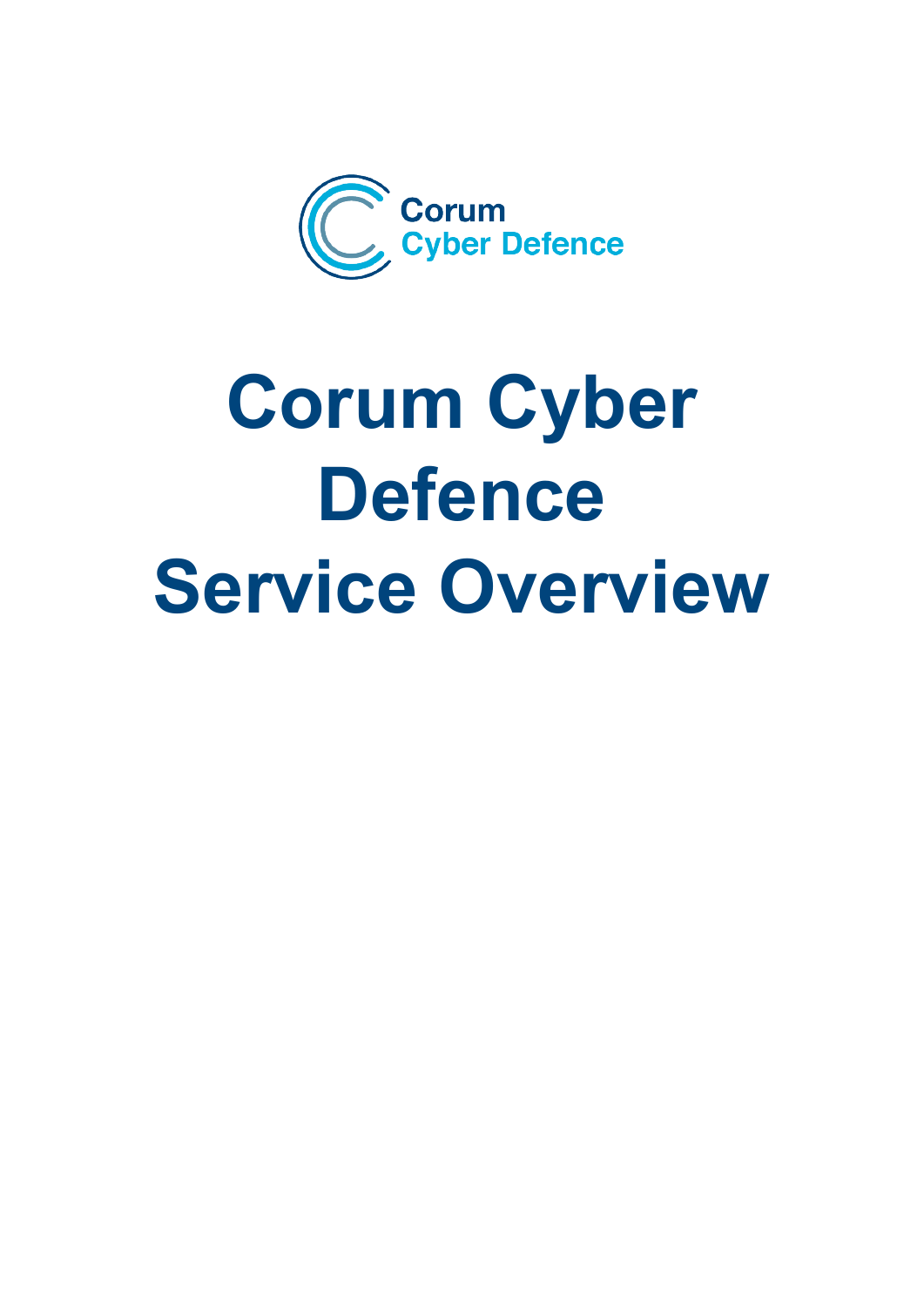Corum
Cyber Defence

# Corum Cyber Defence Service Overview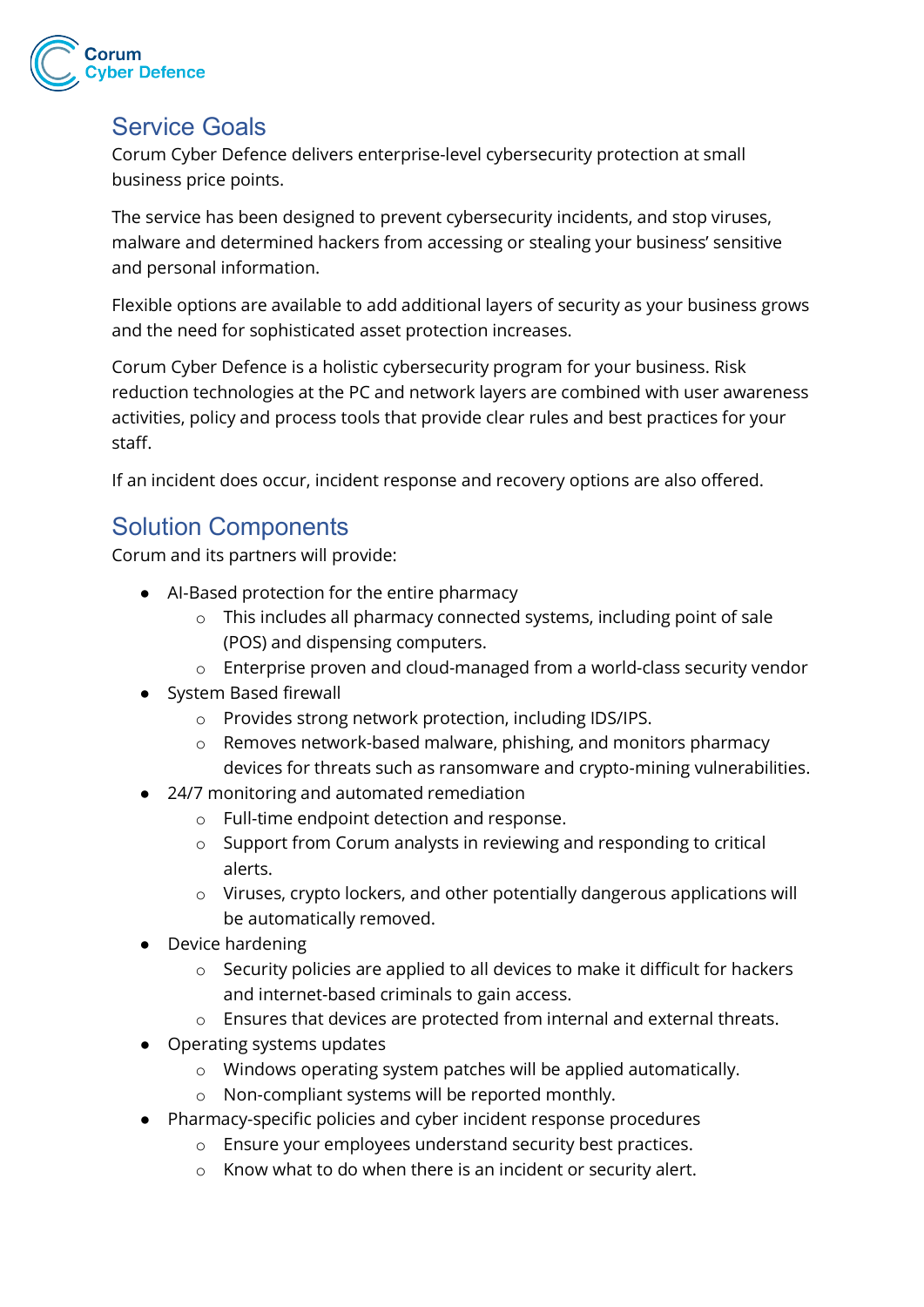## Service Goals

Corum Cyber Defence delivers enterprise-level cybersecurity protection at small business price points.

The service has been designed to prevent cybersecurity incidents, and stop viruses, malware and determined hackers from accessing or stealing your business' sensitive and personal information.

Flexible options are available to add additional layers of security as your business grows and the need for sophisticated asset protection increases.

Corum Cyber Defence is a holistic cybersecurity program for your business. Risk reduction technologies at the PC and network layers are combined with user awareness activities, policy and process tools that provide clear rules and best practices for your staff.

If an incident does occur, incident response and recovery options are also offered.

## Solution Components

Corum and its partners will provide:

- AI-Based protection for the entire pharmacy
  - This includes all pharmacy connected systems, including point of sale (POS) and dispensing computers.
  - Enterprise proven and cloud-managed from a world-class security vendor
- System Based firewall
  - Provides strong network protection, including IDS/IPS.
  - Removes network-based malware, phishing, and monitors pharmacy devices for threats such as ransomware and crypto-mining vulnerabilities.
- 24/7 monitoring and automated remediation
  - Full-time endpoint detection and response.
  - Support from Corum analysts in reviewing and responding to critical alerts.
  - Viruses, crypto lockers, and other potentially dangerous applications will be automatically removed.
- Device hardening
  - Security policies are applied to all devices to make it difficult for hackers and internet-based criminals to gain access.
  - Ensures that devices are protected from internal and external threats.
- Operating systems updates
  - Windows operating system patches will be applied automatically.
  - Non-compliant systems will be reported monthly.
- Pharmacy-specific policies and cyber incident response procedures
  - Ensure your employees understand security best practices.
  - Know what to do when there is an incident or security alert.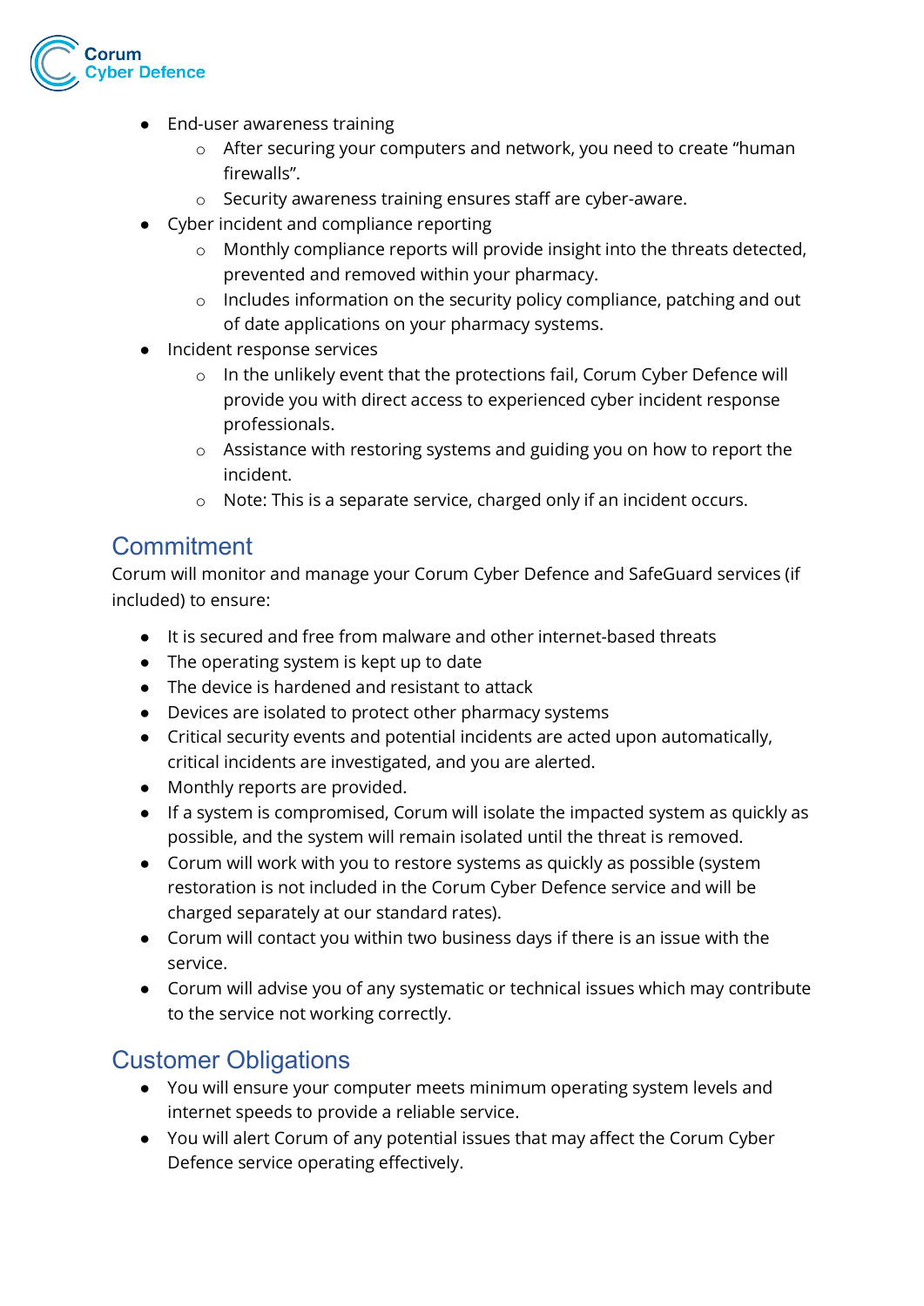- End-user awareness training
    - After securing your computers and network, you need to create "human firewalls".
    - Security awareness training ensures staff are cyber-aware.
- Cyber incident and compliance reporting
    - Monthly compliance reports will provide insight into the threats detected, prevented and removed within your pharmacy.
    - Includes information on the security policy compliance, patching and out of date applications on your pharmacy systems.
- Incident response services
    - In the unlikely event that the protections fail, Corum Cyber Defence will provide you with direct access to experienced cyber incident response professionals.
    - Assistance with restoring systems and guiding you on how to report the incident.
    - Note: This is a separate service, charged only if an incident occurs.

## Commitment

Corum will monitor and manage your Corum Cyber Defence and SafeGuard services (if included) to ensure:

- It is secured and free from malware and other internet-based threats
- The operating system is kept up to date
- The device is hardened and resistant to attack
- Devices are isolated to protect other pharmacy systems
- Critical security events and potential incidents are acted upon automatically, critical incidents are investigated, and you are alerted.
- Monthly reports are provided.
- If a system is compromised, Corum will isolate the impacted system as quickly as possible, and the system will remain isolated until the threat is removed.
- Corum will work with you to restore systems as quickly as possible (system restoration is not included in the Corum Cyber Defence service and will be charged separately at our standard rates).
- Corum will contact you within two business days if there is an issue with the service.
- Corum will advise you of any systematic or technical issues which may contribute to the service not working correctly.

## Customer Obligations

- You will ensure your computer meets minimum operating system levels and internet speeds to provide a reliable service.
- You will alert Corum of any potential issues that may affect the Corum Cyber Defence service operating effectively.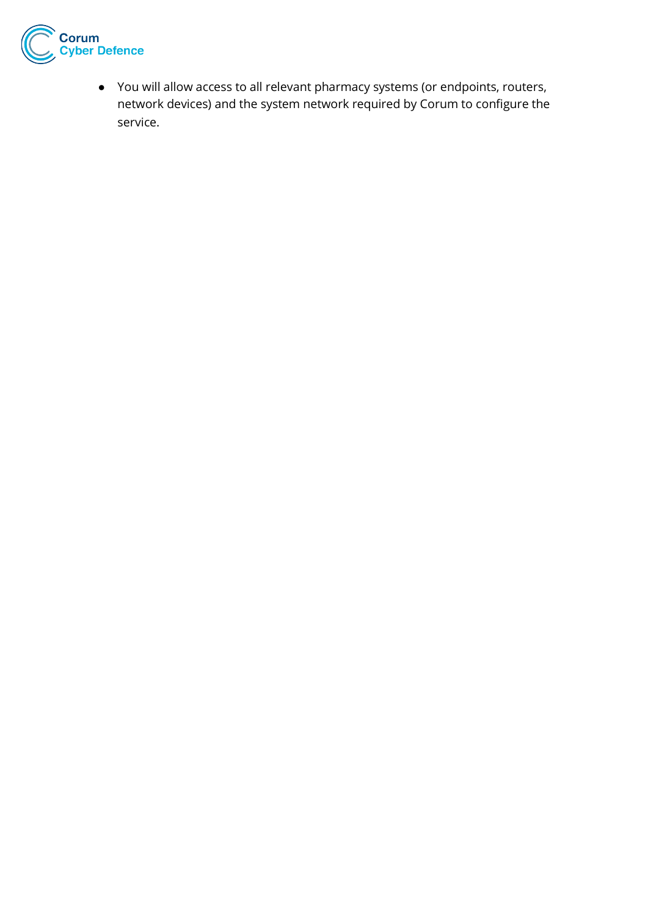- You will allow access to all relevant pharmacy systems (or endpoints, routers, network devices) and the system network required by Corum to configure the service.